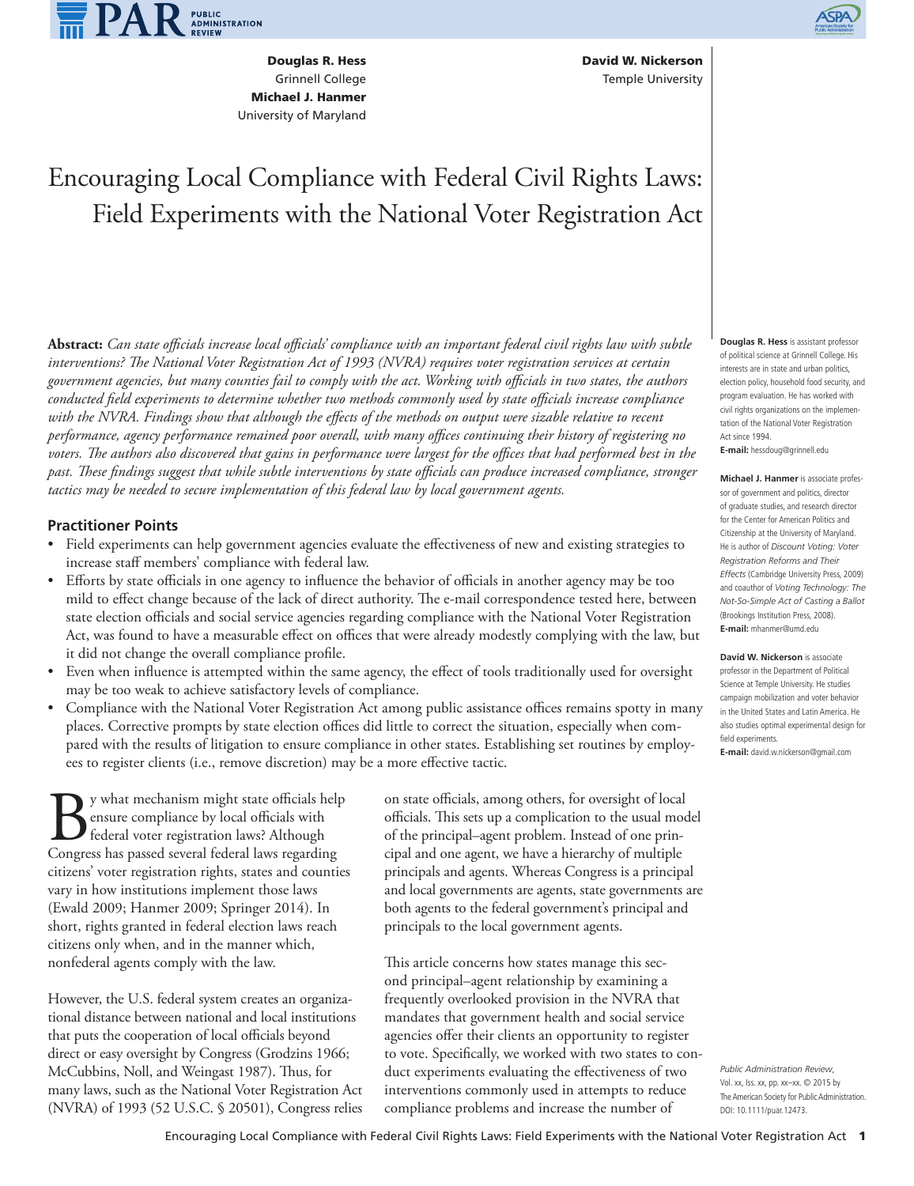**Douglas R. Hess**
Grinnell College

**Michael J. Hanmer**
University of Maryland

**David W. Nickerson**
Temple University

# Encouraging Local Compliance with Federal Civil Rights Laws: Field Experiments with the National Voter Registration Act

**Abstract:** *Can state officials increase local officials' compliance with an important federal civil rights law with subtle interventions? The National Voter Registration Act of 1993 (NVRA) requires voter registration services at certain government agencies, but many counties fail to comply with the act. Working with officials in two states, the authors conducted field experiments to determine whether two methods commonly used by state officials increase compliance with the NVRA. Findings show that although the effects of the methods on output were sizable relative to recent performance, agency performance remained poor overall, with many offices continuing their history of registering no voters. The authors also discovered that gains in performance were largest for the offices that had performed best in the past. These findings suggest that while subtle interventions by state officials can produce increased compliance, stronger tactics may be needed to secure implementation of this federal law by local government agents.*

## Practitioner Points

- Field experiments can help government agencies evaluate the effectiveness of new and existing strategies to increase staff members' compliance with federal law.
- Efforts by state officials in one agency to influence the behavior of officials in another agency may be too mild to effect change because of the lack of direct authority. The e-mail correspondence tested here, between state election officials and social service agencies regarding compliance with the National Voter Registration Act, was found to have a measurable effect on offices that were already modestly complying with the law, but it did not change the overall compliance profile.
- Even when influence is attempted within the same agency, the effect of tools traditionally used for oversight may be too weak to achieve satisfactory levels of compliance.
- Compliance with the National Voter Registration Act among public assistance offices remains spotty in many places. Corrective prompts by state election offices did little to correct the situation, especially when compared with the results of litigation to ensure compliance in other states. Establishing set routines by employees to register clients (i.e., remove discretion) may be a more effective tactic.

By what mechanism might state officials help ensure compliance by local officials with federal voter registration laws? Although Congress has passed several federal laws regarding citizens' voter registration rights, states and counties vary in how institutions implement those laws (Ewald 2009; Hanmer 2009; Springer 2014). In short, rights granted in federal election laws reach citizens only when, and in the manner which, nonfederal agents comply with the law.

However, the U.S. federal system creates an organizational distance between national and local institutions that puts the cooperation of local officials beyond direct or easy oversight by Congress (Grodzins 1966; McCubbins, Noll, and Weingast 1987). Thus, for many laws, such as the National Voter Registration Act (NVRA) of 1993 (52 U.S.C. § 20501), Congress relies on state officials, among others, for oversight of local officials. This sets up a complication to the usual model of the principal–agent problem. Instead of one principal and one agent, we have a hierarchy of multiple principals and agents. Whereas Congress is a principal and local governments are agents, state governments are both agents to the federal government's principal and principals to the local government agents.

This article concerns how states manage this second principal–agent relationship by examining a frequently overlooked provision in the NVRA that mandates that government health and social service agencies offer their clients an opportunity to register to vote. Specifically, we worked with two states to conduct experiments evaluating the effectiveness of two interventions commonly used in attempts to reduce compliance problems and increase the number of

**Douglas R. Hess** is assistant professor of political science at Grinnell College. His interests are in state and urban politics, election policy, household food security, and program evaluation. He has worked with civil rights organizations on the implementation of the National Voter Registration Act since 1994.
**E-mail:** hessdoug@grinnell.edu

**Michael J. Hanmer** is associate professor of government and politics, director of graduate studies, and research director for the Center for American Politics and Citizenship at the University of Maryland. He is author of *Discount Voting: Voter Registration Reforms and Their Effects* (Cambridge University Press, 2009) and coauthor of *Voting Technology: The Not-So-Simple Act of Casting a Ballot* (Brookings Institution Press, 2008).
**E-mail:** mhanmer@umd.edu

**David W. Nickerson** is associate professor in the Department of Political Science at Temple University. He studies campaign mobilization and voter behavior in the United States and Latin America. He also studies optimal experimental design for field experiments.
**E-mail:** david.w.nickerson@gmail.com

*Public Administration Review*, Vol. xx, Iss. xx, pp. xx–xx. © 2015 by The American Society for Public Administration. DOI: 10.1111/puar.12473.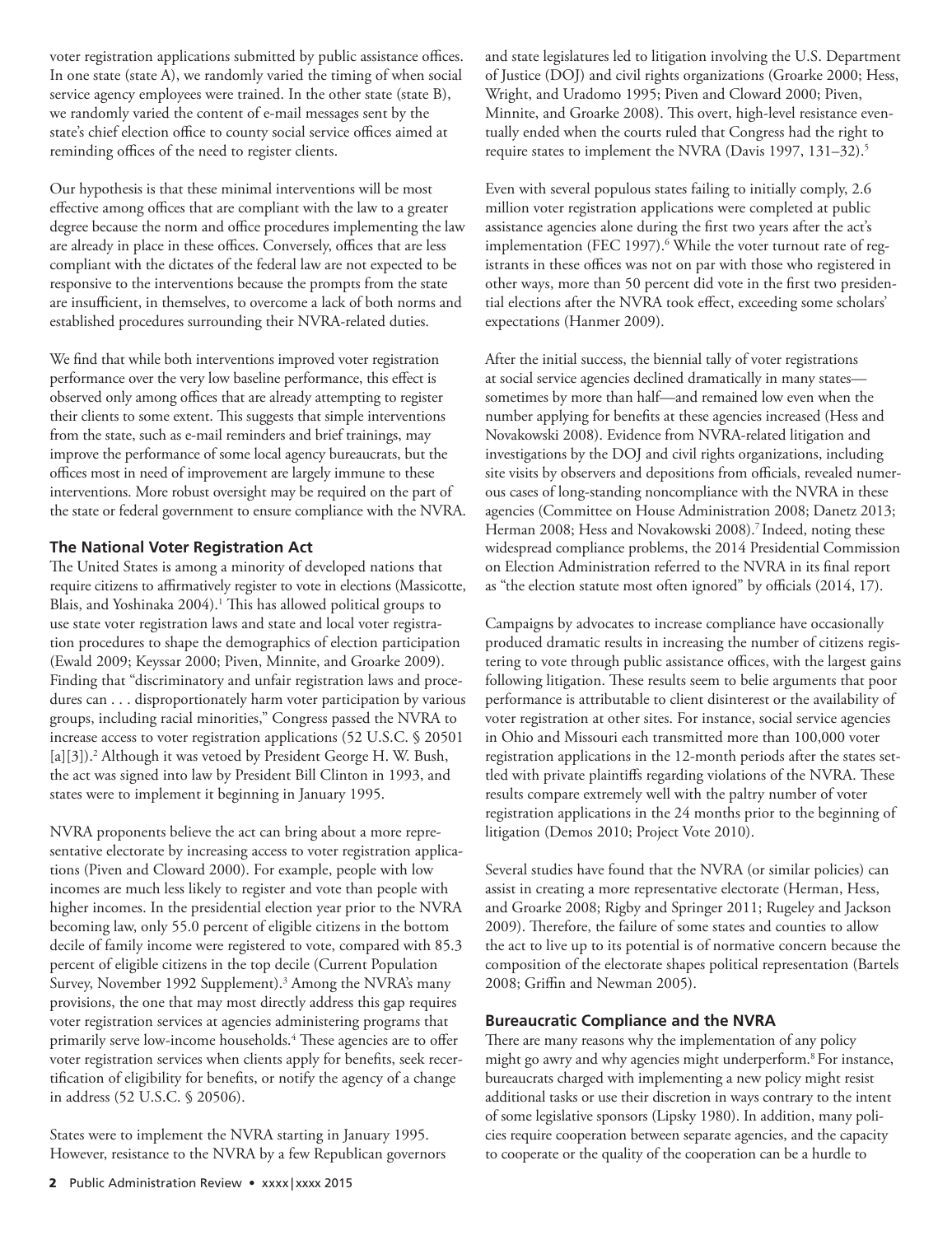voter registration applications submitted by public assistance offices. In one state (state A), we randomly varied the timing of when social service agency employees were trained. In the other state (state B), we randomly varied the content of e-mail messages sent by the state's chief election office to county social service offices aimed at reminding offices of the need to register clients.

Our hypothesis is that these minimal interventions will be most effective among offices that are compliant with the law to a greater degree because the norm and office procedures implementing the law are already in place in these offices. Conversely, offices that are less compliant with the dictates of the federal law are not expected to be responsive to the interventions because the prompts from the state are insufficient, in themselves, to overcome a lack of both norms and established procedures surrounding their NVRA-related duties.

We find that while both interventions improved voter registration performance over the very low baseline performance, this effect is observed only among offices that are already attempting to register their clients to some extent. This suggests that simple interventions from the state, such as e-mail reminders and brief trainings, may improve the performance of some local agency bureaucrats, but the offices most in need of improvement are largely immune to these interventions. More robust oversight may be required on the part of the state or federal government to ensure compliance with the NVRA.

## The National Voter Registration Act

The United States is among a minority of developed nations that require citizens to affirmatively register to vote in elections (Massicotte, Blais, and Yoshinaka 2004).[1] This has allowed political groups to use state voter registration laws and state and local voter registration procedures to shape the demographics of election participation (Ewald 2009; Keyssar 2000; Piven, Minnite, and Groarke 2009). Finding that "discriminatory and unfair registration laws and procedures can . . . disproportionately harm voter participation by various groups, including racial minorities," Congress passed the NVRA to increase access to voter registration applications (52 U.S.C. § 20501 [a][3]).[2] Although it was vetoed by President George H. W. Bush, the act was signed into law by President Bill Clinton in 1993, and states were to implement it beginning in January 1995.

NVRA proponents believe the act can bring about a more representative electorate by increasing access to voter registration applications (Piven and Cloward 2000). For example, people with low incomes are much less likely to register and vote than people with higher incomes. In the presidential election year prior to the NVRA becoming law, only 55.0 percent of eligible citizens in the bottom decile of family income were registered to vote, compared with 85.3 percent of eligible citizens in the top decile (Current Population Survey, November 1992 Supplement).[3] Among the NVRA's many provisions, the one that may most directly address this gap requires voter registration services at agencies administering programs that primarily serve low-income households.[4] These agencies are to offer voter registration services when clients apply for benefits, seek recertification of eligibility for benefits, or notify the agency of a change in address (52 U.S.C. § 20506).

States were to implement the NVRA starting in January 1995. However, resistance to the NVRA by a few Republican governors and state legislatures led to litigation involving the U.S. Department of Justice (DOJ) and civil rights organizations (Groarke 2000; Hess, Wright, and Uradomo 1995; Piven and Cloward 2000; Piven, Minnite, and Groarke 2008). This overt, high-level resistance eventually ended when the courts ruled that Congress had the right to require states to implement the NVRA (Davis 1997, 131–32).[5]

Even with several populous states failing to initially comply, 2.6 million voter registration applications were completed at public assistance agencies alone during the first two years after the act's implementation (FEC 1997).[6] While the voter turnout rate of registrants in these offices was not on par with those who registered in other ways, more than 50 percent did vote in the first two presidential elections after the NVRA took effect, exceeding some scholars' expectations (Hanmer 2009).

After the initial success, the biennial tally of voter registrations at social service agencies declined dramatically in many states—sometimes by more than half—and remained low even when the number applying for benefits at these agencies increased (Hess and Novakowski 2008). Evidence from NVRA-related litigation and investigations by the DOJ and civil rights organizations, including site visits by observers and depositions from officials, revealed numerous cases of long-standing noncompliance with the NVRA in these agencies (Committee on House Administration 2008; Danetz 2013; Herman 2008; Hess and Novakowski 2008).[7] Indeed, noting these widespread compliance problems, the 2014 Presidential Commission on Election Administration referred to the NVRA in its final report as "the election statute most often ignored" by officials (2014, 17).

Campaigns by advocates to increase compliance have occasionally produced dramatic results in increasing the number of citizens registering to vote through public assistance offices, with the largest gains following litigation. These results seem to belie arguments that poor performance is attributable to client disinterest or the availability of voter registration at other sites. For instance, social service agencies in Ohio and Missouri each transmitted more than 100,000 voter registration applications in the 12-month periods after the states settled with private plaintiffs regarding violations of the NVRA. These results compare extremely well with the paltry number of voter registration applications in the 24 months prior to the beginning of litigation (Demos 2010; Project Vote 2010).

Several studies have found that the NVRA (or similar policies) can assist in creating a more representative electorate (Herman, Hess, and Groarke 2008; Rigby and Springer 2011; Rugeley and Jackson 2009). Therefore, the failure of some states and counties to allow the act to live up to its potential is of normative concern because the composition of the electorate shapes political representation (Bartels 2008; Griffin and Newman 2005).

## Bureaucratic Compliance and the NVRA

There are many reasons why the implementation of any policy might go awry and why agencies might underperform.[8] For instance, bureaucrats charged with implementing a new policy might resist additional tasks or use their discretion in ways contrary to the intent of some legislative sponsors (Lipsky 1980). In addition, many policies require cooperation between separate agencies, and the capacity to cooperate or the quality of the cooperation can be a hurdle to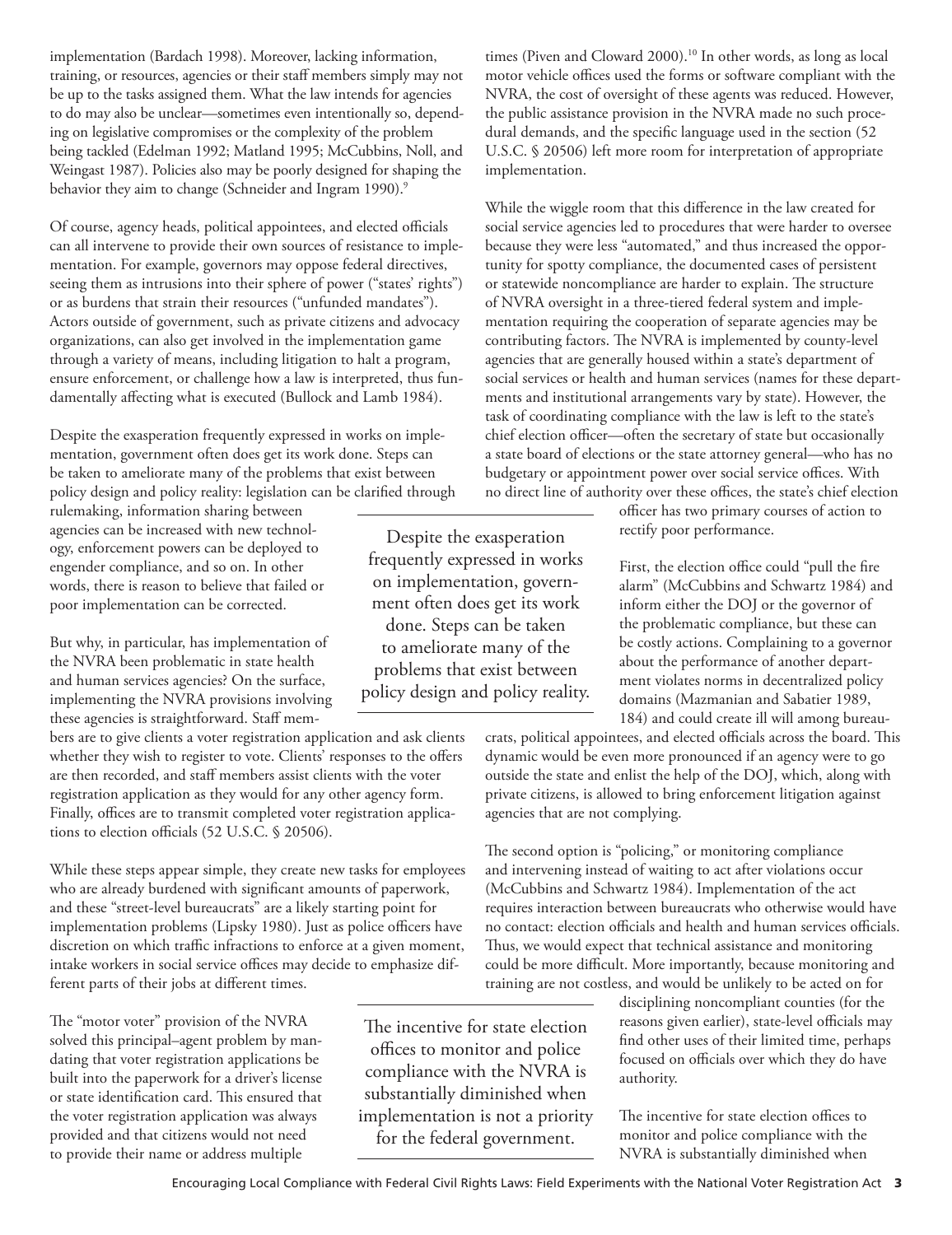implementation (Bardach 1998). Moreover, lacking information, training, or resources, agencies or their staff members simply may not be up to the tasks assigned them. What the law intends for agencies to do may also be unclear—sometimes even intentionally so, depending on legislative compromises or the complexity of the problem being tackled (Edelman 1992; Matland 1995; McCubbins, Noll, and Weingast 1987). Policies also may be poorly designed for shaping the behavior they aim to change (Schneider and Ingram 1990).[9]

Of course, agency heads, political appointees, and elected officials can all intervene to provide their own sources of resistance to implementation. For example, governors may oppose federal directives, seeing them as intrusions into their sphere of power ("states' rights") or as burdens that strain their resources ("unfunded mandates"). Actors outside of government, such as private citizens and advocacy organizations, can also get involved in the implementation game through a variety of means, including litigation to halt a program, ensure enforcement, or challenge how a law is interpreted, thus fundamentally affecting what is executed (Bullock and Lamb 1984).

Despite the exasperation frequently expressed in works on implementation, government often does get its work done. Steps can be taken to ameliorate many of the problems that exist between policy design and policy reality: legislation can be clarified through rulemaking, information sharing between agencies can be increased with new technology, enforcement powers can be deployed to engender compliance, and so on. In other words, there is reason to believe that failed or poor implementation can be corrected.

But why, in particular, has implementation of the NVRA been problematic in state health and human services agencies? On the surface, implementing the NVRA provisions involving these agencies is straightforward. Staff members are to give clients a voter registration application and ask clients whether they wish to register to vote. Clients' responses to the offers are then recorded, and staff members assist clients with the voter registration application as they would for any other agency form. Finally, offices are to transmit completed voter registration applications to election officials (52 U.S.C. § 20506).

While these steps appear simple, they create new tasks for employees who are already burdened with significant amounts of paperwork, and these "street-level bureaucrats" are a likely starting point for implementation problems (Lipsky 1980). Just as police officers have discretion on which traffic infractions to enforce at a given moment, intake workers in social service offices may decide to emphasize different parts of their jobs at different times.

The "motor voter" provision of the NVRA solved this principal–agent problem by mandating that voter registration applications be built into the paperwork for a driver's license or state identification card. This ensured that the voter registration application was always provided and that citizens would not need to provide their name or address multiple times (Piven and Cloward 2000).[10] In other words, as long as local motor vehicle offices used the forms or software compliant with the NVRA, the cost of oversight of these agents was reduced. However, the public assistance provision in the NVRA made no such procedural demands, and the specific language used in the section (52 U.S.C. § 20506) left more room for interpretation of appropriate implementation.

While the wiggle room that this difference in the law created for social service agencies led to procedures that were harder to oversee because they were less "automated," and thus increased the opportunity for spotty compliance, the documented cases of persistent or statewide noncompliance are harder to explain. The structure of NVRA oversight in a three-tiered federal system and implementation requiring the cooperation of separate agencies may be contributing factors. The NVRA is implemented by county-level agencies that are generally housed within a state's department of social services or health and human services (names for these departments and institutional arrangements vary by state). However, the task of coordinating compliance with the law is left to the state's chief election officer—often the secretary of state but occasionally a state board of elections or the state attorney general—who has no budgetary or appointment power over social service offices. With no direct line of authority over these offices, the state's chief election officer has two primary courses of action to rectify poor performance.

First, the election office could "pull the fire alarm" (McCubbins and Schwartz 1984) and inform either the DOJ or the governor of the problematic compliance, but these can be costly actions. Complaining to a governor about the performance of another department violates norms in decentralized policy domains (Mazmanian and Sabatier 1989, 184) and could create ill will among bureaucrats, political appointees, and elected officials across the board. This dynamic would be even more pronounced if an agency were to go outside the state and enlist the help of the DOJ, which, along with private citizens, is allowed to bring enforcement litigation against agencies that are not complying.

The second option is "policing," or monitoring compliance and intervening instead of waiting to act after violations occur (McCubbins and Schwartz 1984). Implementation of the act requires interaction between bureaucrats who otherwise would have no contact: election officials and health and human services officials. Thus, we would expect that technical assistance and monitoring could be more difficult. More importantly, because monitoring and training are not costless, and would be unlikely to be acted on for disciplining noncompliant counties (for the reasons given earlier), state-level officials may find other uses of their limited time, perhaps focused on officials over which they do have authority.

The incentive for state election offices to monitor and police compliance with the NVRA is substantially diminished when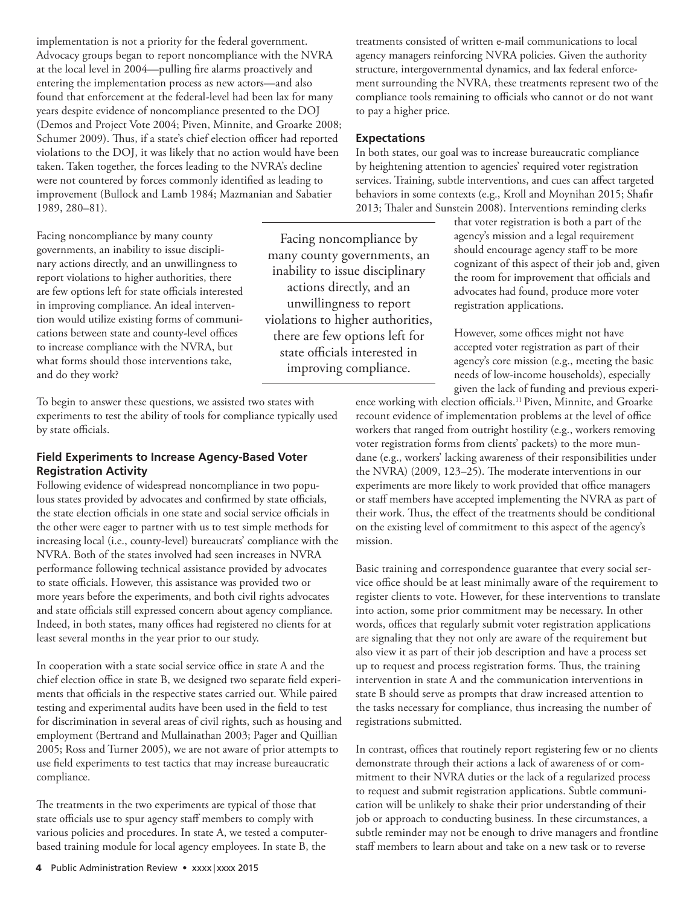implementation is not a priority for the federal government. Advocacy groups began to report noncompliance with the NVRA at the local level in 2004—pulling fire alarms proactively and entering the implementation process as new actors—and also found that enforcement at the federal-level had been lax for many years despite evidence of noncompliance presented to the DOJ (Demos and Project Vote 2004; Piven, Minnite, and Groarke 2008; Schumer 2009). Thus, if a state's chief election officer had reported violations to the DOJ, it was likely that no action would have been taken. Taken together, the forces leading to the NVRA's decline were not countered by forces commonly identified as leading to improvement (Bullock and Lamb 1984; Mazmanian and Sabatier 1989, 280–81).

Facing noncompliance by many county governments, an inability to issue disciplinary actions directly, and an unwillingness to report violations to higher authorities, there are few options left for state officials interested in improving compliance. An ideal intervention would utilize existing forms of communications between state and county-level offices to increase compliance with the NVRA, but what forms should those interventions take, and do they work?

> Facing noncompliance by many county governments, an inability to issue disciplinary actions directly, and an unwillingness to report violations to higher authorities, there are few options left for state officials interested in improving compliance.

To begin to answer these questions, we assisted two states with experiments to test the ability of tools for compliance typically used by state officials.

### Field Experiments to Increase Agency-Based Voter Registration Activity

Following evidence of widespread noncompliance in two populous states provided by advocates and confirmed by state officials, the state election officials in one state and social service officials in the other were eager to partner with us to test simple methods for increasing local (i.e., county-level) bureaucrats' compliance with the NVRA. Both of the states involved had seen increases in NVRA performance following technical assistance provided by advocates to state officials. However, this assistance was provided two or more years before the experiments, and both civil rights advocates and state officials still expressed concern about agency compliance. Indeed, in both states, many offices had registered no clients for at least several months in the year prior to our study.

In cooperation with a state social service office in state A and the chief election office in state B, we designed two separate field experiments that officials in the respective states carried out. While paired testing and experimental audits have been used in the field to test for discrimination in several areas of civil rights, such as housing and employment (Bertrand and Mullainathan 2003; Pager and Quillian 2005; Ross and Turner 2005), we are not aware of prior attempts to use field experiments to test tactics that may increase bureaucratic compliance.

The treatments in the two experiments are typical of those that state officials use to spur agency staff members to comply with various policies and procedures. In state A, we tested a computer-based training module for local agency employees. In state B, the treatments consisted of written e-mail communications to local agency managers reinforcing NVRA policies. Given the authority structure, intergovernmental dynamics, and lax federal enforcement surrounding the NVRA, these treatments represent two of the compliance tools remaining to officials who cannot or do not want to pay a higher price.

### Expectations

In both states, our goal was to increase bureaucratic compliance by heightening attention to agencies' required voter registration services. Training, subtle interventions, and cues can affect targeted behaviors in some contexts (e.g., Kroll and Moynihan 2015; Shafir 2013; Thaler and Sunstein 2008). Interventions reminding clerks that voter registration is both a part of the agency's mission and a legal requirement should encourage agency staff to be more cognizant of this aspect of their job and, given the room for improvement that officials and advocates had found, produce more voter registration applications.

However, some offices might not have accepted voter registration as part of their agency's core mission (e.g., meeting the basic needs of low-income households), especially given the lack of funding and previous experience working with election officials.[11] Piven, Minnite, and Groarke recount evidence of implementation problems at the level of office workers that ranged from outright hostility (e.g., workers removing voter registration forms from clients' packets) to the more mundane (e.g., workers' lacking awareness of their responsibilities under the NVRA) (2009, 123–25). The moderate interventions in our experiments are more likely to work provided that office managers or staff members have accepted implementing the NVRA as part of their work. Thus, the effect of the treatments should be conditional on the existing level of commitment to this aspect of the agency's mission.

Basic training and correspondence guarantee that every social service office should be at least minimally aware of the requirement to register clients to vote. However, for these interventions to translate into action, some prior commitment may be necessary. In other words, offices that regularly submit voter registration applications are signaling that they not only are aware of the requirement but also view it as part of their job description and have a process set up to request and process registration forms. Thus, the training intervention in state A and the communication interventions in state B should serve as prompts that draw increased attention to the tasks necessary for compliance, thus increasing the number of registrations submitted.

In contrast, offices that routinely report registering few or no clients demonstrate through their actions a lack of awareness of or commitment to their NVRA duties or the lack of a regularized process to request and submit registration applications. Subtle communication will be unlikely to shake their prior understanding of their job or approach to conducting business. In these circumstances, a subtle reminder may not be enough to drive managers and frontline staff members to learn about and take on a new task or to reverse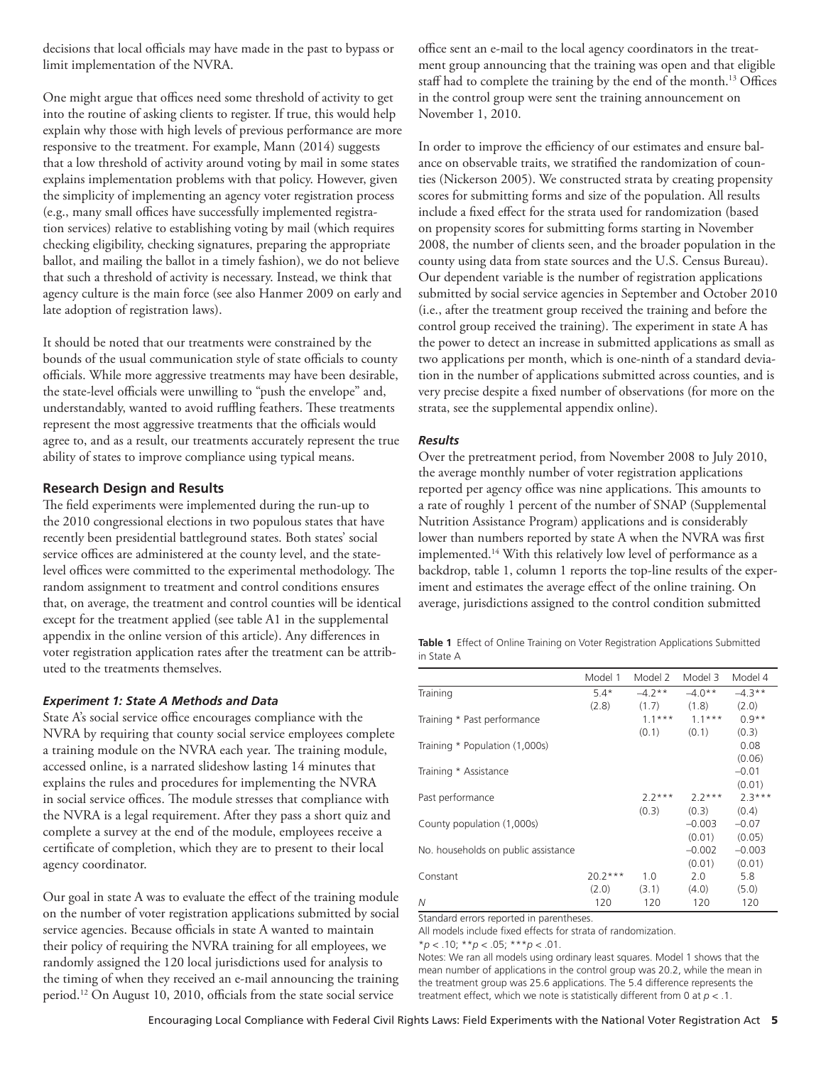decisions that local officials may have made in the past to bypass or limit implementation of the NVRA.

One might argue that offices need some threshold of activity to get into the routine of asking clients to register. If true, this would help explain why those with high levels of previous performance are more responsive to the treatment. For example, Mann (2014) suggests that a low threshold of activity around voting by mail in some states explains implementation problems with that policy. However, given the simplicity of implementing an agency voter registration process (e.g., many small offices have successfully implemented registration services) relative to establishing voting by mail (which requires checking eligibility, checking signatures, preparing the appropriate ballot, and mailing the ballot in a timely fashion), we do not believe that such a threshold of activity is necessary. Instead, we think that agency culture is the main force (see also Hanmer 2009 on early and late adoption of registration laws).

It should be noted that our treatments were constrained by the bounds of the usual communication style of state officials to county officials. While more aggressive treatments may have been desirable, the state-level officials were unwilling to "push the envelope" and, understandably, wanted to avoid ruffling feathers. These treatments represent the most aggressive treatments that the officials would agree to, and as a result, our treatments accurately represent the true ability of states to improve compliance using typical means.

## Research Design and Results

The field experiments were implemented during the run-up to the 2010 congressional elections in two populous states that have recently been presidential battleground states. Both states' social service offices are administered at the county level, and the state-level offices were committed to the experimental methodology. The random assignment to treatment and control conditions ensures that, on average, the treatment and control counties will be identical except for the treatment applied (see table A1 in the supplemental appendix in the online version of this article). Any differences in voter registration application rates after the treatment can be attributed to the treatments themselves.

### *Experiment 1: State A Methods and Data*

State A's social service office encourages compliance with the NVRA by requiring that county social service employees complete a training module on the NVRA each year. The training module, accessed online, is a narrated slideshow lasting 14 minutes that explains the rules and procedures for implementing the NVRA in social service offices. The module stresses that compliance with the NVRA is a legal requirement. After they pass a short quiz and complete a survey at the end of the module, employees receive a certificate of completion, which they are to present to their local agency coordinator.

Our goal in state A was to evaluate the effect of the training module on the number of voter registration applications submitted by social service agencies. Because officials in state A wanted to maintain their policy of requiring the NVRA training for all employees, we randomly assigned the 120 local jurisdictions used for analysis to the timing of when they received an e-mail announcing the training period.[12] On August 10, 2010, officials from the state social service office sent an e-mail to the local agency coordinators in the treatment group announcing that the training was open and that eligible staff had to complete the training by the end of the month.[13] Offices in the control group were sent the training announcement on November 1, 2010.

In order to improve the efficiency of our estimates and ensure balance on observable traits, we stratified the randomization of counties (Nickerson 2005). We constructed strata by creating propensity scores for submitting forms and size of the population. All results include a fixed effect for the strata used for randomization (based on propensity scores for submitting forms starting in November 2008, the number of clients seen, and the broader population in the county using data from state sources and the U.S. Census Bureau). Our dependent variable is the number of registration applications submitted by social service agencies in September and October 2010 (i.e., after the treatment group received the training and before the control group received the training). The experiment in state A has the power to detect an increase in submitted applications as small as two applications per month, which is one-ninth of a standard deviation in the number of applications submitted across counties, and is very precise despite a fixed number of observations (for more on the strata, see the supplemental appendix online).

### *Results*

Over the pretreatment period, from November 2008 to July 2010, the average monthly number of voter registration applications reported per agency office was nine applications. This amounts to a rate of roughly 1 percent of the number of SNAP (Supplemental Nutrition Assistance Program) applications and is considerably lower than numbers reported by state A when the NVRA was first implemented.[14] With this relatively low level of performance as a backdrop, table 1, column 1 reports the top-line results of the experiment and estimates the average effect of the online training. On average, jurisdictions assigned to the control condition submitted

**Table 1** Effect of Online Training on Voter Registration Applications Submitted in State A

| | Model 1 | Model 2 | Model 3 | Model 4 |
|---|---|---|---|---|
| Training | 5.4* | –4.2** | –4.0** | –4.3** |
| | (2.8) | (1.7) | (1.8) | (2.0) |
| Training * Past performance | | 1.1*** | 1.1*** | 0.9** |
| | | (0.1) | (0.1) | (0.3) |
| Training * Population (1,000s) | | | | 0.08 |
| | | | | (0.06) |
| Training * Assistance | | | | –0.01 |
| | | | | (0.01) |
| Past performance | | 2.2*** | 2.2*** | 2.3*** |
| | | (0.3) | (0.3) | (0.4) |
| County population (1,000s) | | | –0.003 | –0.07 |
| | | | (0.01) | (0.05) |
| No. households on public assistance | | | –0.002 | –0.003 |
| | | | (0.01) | (0.01) |
| Constant | 20.2*** | 1.0 | 2.0 | 5.8 |
| | (2.0) | (3.1) | (4.0) | (5.0) |
| *N* | 120 | 120 | 120 | 120 |

Standard errors reported in parentheses.

All models include fixed effects for strata of randomization.

*$p < .10$; **$p < .05$; ***$p < .01$.

Notes: We ran all models using ordinary least squares. Model 1 shows that the mean number of applications in the control group was 20.2, while the mean in the treatment group was 25.6 applications. The 5.4 difference represents the treatment effect, which we note is statistically different from 0 at $p < .1$.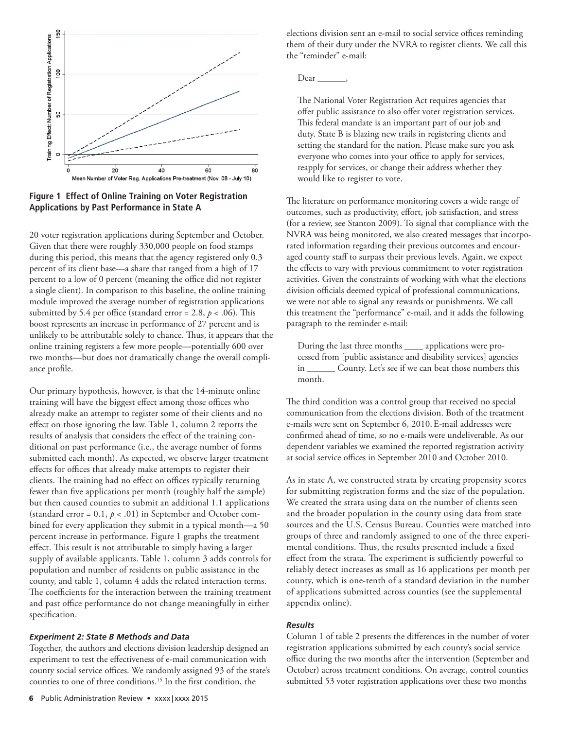**Figure 1 Effect of Online Training on Voter Registration Applications by Past Performance in State A**

20 voter registration applications during September and October. Given that there were roughly 330,000 people on food stamps during this period, this means that the agency registered only 0.3 percent of its client base—a share that ranged from a high of 17 percent to a low of 0 percent (meaning the office did not register a single client). In comparison to this baseline, the online training module improved the average number of registration applications submitted by 5.4 per office (standard error = 2.8, $p < .06$). This boost represents an increase in performance of 27 percent and is unlikely to be attributable solely to chance. Thus, it appears that the online training registers a few more people—potentially 600 over two months—but does not dramatically change the overall compliance profile.

Our primary hypothesis, however, is that the 14-minute online training will have the biggest effect among those offices who already make an attempt to register some of their clients and no effect on those ignoring the law. Table 1, column 2 reports the results of analysis that considers the effect of the training conditional on past performance (i.e., the average number of forms submitted each month). As expected, we observe larger treatment effects for offices that already make attempts to register their clients. The training had no effect on offices typically returning fewer than five applications per month (roughly half the sample) but then caused counties to submit an additional 1.1 applications (standard error = 0.1, $p < .01$) in September and October combined for every application they submit in a typical month—a 50 percent increase in performance. Figure 1 graphs the treatment effect. This result is not attributable to simply having a larger supply of available applicants. Table 1, column 3 adds controls for population and number of residents on public assistance in the county, and table 1, column 4 adds the related interaction terms. The coefficients for the interaction between the training treatment and past office performance do not change meaningfully in either specification.

### *Experiment 2: State B Methods and Data*

Together, the authors and elections division leadership designed an experiment to test the effectiveness of e-mail communication with county social service offices. We randomly assigned 93 of the state's counties to one of three conditions.[15] In the first condition, the elections division sent an e-mail to social service offices reminding them of their duty under the NVRA to register clients. We call this the "reminder" e-mail:

> Dear ______,
>
> The National Voter Registration Act requires agencies that offer public assistance to also offer voter registration services. This federal mandate is an important part of our job and duty. State B is blazing new trails in registering clients and setting the standard for the nation. Please make sure you ask everyone who comes into your office to apply for services, reapply for services, or change their address whether they would like to register to vote.

The literature on performance monitoring covers a wide range of outcomes, such as productivity, effort, job satisfaction, and stress (for a review, see Stanton 2009). To signal that compliance with the NVRA was being monitored, we also created messages that incorporated information regarding their previous outcomes and encouraged county staff to surpass their previous levels. Again, we expect the effects to vary with previous commitment to voter registration activities. Given the constraints of working with what the elections division officials deemed typical of professional communications, we were not able to signal any rewards or punishments. We call this treatment the "performance" e-mail, and it adds the following paragraph to the reminder e-mail:

> During the last three months ____ applications were processed from [public assistance and disability services] agencies in ______ County. Let's see if we can beat those numbers this month.

The third condition was a control group that received no special communication from the elections division. Both of the treatment e-mails were sent on September 6, 2010. E-mail addresses were confirmed ahead of time, so no e-mails were undeliverable. As our dependent variables we examined the reported registration activity at social service offices in September 2010 and October 2010.

As in state A, we constructed strata by creating propensity scores for submitting registration forms and the size of the population. We created the strata using data on the number of clients seen and the broader population in the county using data from state sources and the U.S. Census Bureau. Counties were matched into groups of three and randomly assigned to one of the three experimental conditions. Thus, the results presented include a fixed effect from the strata. The experiment is sufficiently powerful to reliably detect increases as small as 16 applications per month per county, which is one-tenth of a standard deviation in the number of applications submitted across counties (see the supplemental appendix online).

### *Results*

Column 1 of table 2 presents the differences in the number of voter registration applications submitted by each county's social service office during the two months after the intervention (September and October) across treatment conditions. On average, control counties submitted 53 voter registration applications over these two months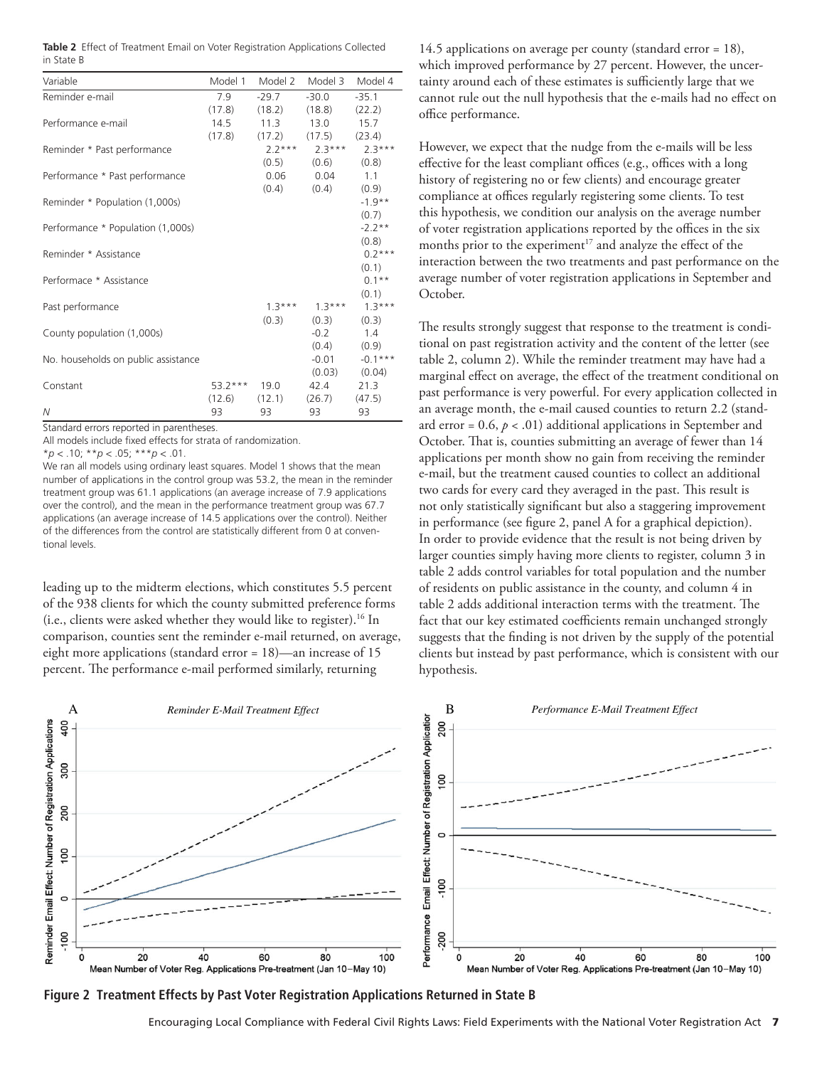**Table 2** Effect of Treatment Email on Voter Registration Applications Collected in State B

| Variable | Model 1 | Model 2 | Model 3 | Model 4 |
|---|---|---|---|---|
| Reminder e-mail | 7.9 | -29.7 | -30.0 | -35.1 |
| | (17.8) | (18.2) | (18.8) | (22.2) |
| Performance e-mail | 14.5 | 11.3 | 13.0 | 15.7 |
| | (17.8) | (17.2) | (17.5) | (23.4) |
| Reminder * Past performance | | 2.2*** | 2.3*** | 2.3*** |
| | | (0.5) | (0.6) | (0.8) |
| Performance * Past performance | | 0.06 | 0.04 | 1.1 |
| | | (0.4) | (0.4) | (0.9) |
| Reminder * Population (1,000s) | | | | -1.9** |
| | | | | (0.7) |
| Performance * Population (1,000s) | | | | -2.2** |
| | | | | (0.8) |
| Reminder * Assistance | | | | 0.2*** |
| | | | | (0.1) |
| Performace * Assistance | | | | 0.1** |
| | | | | (0.1) |
| Past performance | | 1.3*** | 1.3*** | 1.3*** |
| | | (0.3) | (0.3) | (0.3) |
| County population (1,000s) | | | -0.2 | 1.4 |
| | | | (0.4) | (0.9) |
| No. households on public assistance | | | -0.01 | -0.1*** |
| | | | (0.03) | (0.04) |
| Constant | 53.2*** | 19.0 | 42.4 | 21.3 |
| | (12.6) | (12.1) | (26.7) | (47.5) |
| *N* | 93 | 93 | 93 | 93 |

Standard errors reported in parentheses.

All models include fixed effects for strata of randomization.

*$p < .10$; **$p < .05$; ***$p < .01$.

We ran all models using ordinary least squares. Model 1 shows that the mean number of applications in the control group was 53.2, the mean in the reminder treatment group was 61.1 applications (an average increase of 7.9 applications over the control), and the mean in the performance treatment group was 67.7 applications (an average increase of 14.5 applications over the control). Neither of the differences from the control are statistically different from 0 at conventional levels.

leading up to the midterm elections, which constitutes 5.5 percent of the 938 clients for which the county submitted preference forms (i.e., clients were asked whether they would like to register).[16] In comparison, counties sent the reminder e-mail returned, on average, eight more applications (standard error = 18)—an increase of 15 percent. The performance e-mail performed similarly, returning 14.5 applications on average per county (standard error = 18), which improved performance by 27 percent. However, the uncertainty around each of these estimates is sufficiently large that we cannot rule out the null hypothesis that the e-mails had no effect on office performance.

However, we expect that the nudge from the e-mails will be less effective for the least compliant offices (e.g., offices with a long history of registering no or few clients) and encourage greater compliance at offices regularly registering some clients. To test this hypothesis, we condition our analysis on the average number of voter registration applications reported by the offices in the six months prior to the experiment[17] and analyze the effect of the interaction between the two treatments and past performance on the average number of voter registration applications in September and October.

The results strongly suggest that response to the treatment is conditional on past registration activity and the content of the letter (see table 2, column 2). While the reminder treatment may have had a marginal effect on average, the effect of the treatment conditional on past performance is very powerful. For every application collected in an average month, the e-mail caused counties to return 2.2 (standard error = 0.6, $p < .01$) additional applications in September and October. That is, counties submitting an average of fewer than 14 applications per month show no gain from receiving the reminder e-mail, but the treatment caused counties to collect an additional two cards for every card they averaged in the past. This result is not only statistically significant but also a staggering improvement in performance (see figure 2, panel A for a graphical depiction). In order to provide evidence that the result is not being driven by larger counties simply having more clients to register, column 3 in table 2 adds control variables for total population and the number of residents on public assistance in the county, and column 4 in table 2 adds additional interaction terms with the treatment. The fact that our key estimated coefficients remain unchanged strongly suggests that the finding is not driven by the supply of the potential clients but instead by past performance, which is consistent with our hypothesis.

**Figure 2 Treatment Effects by Past Voter Registration Applications Returned in State B**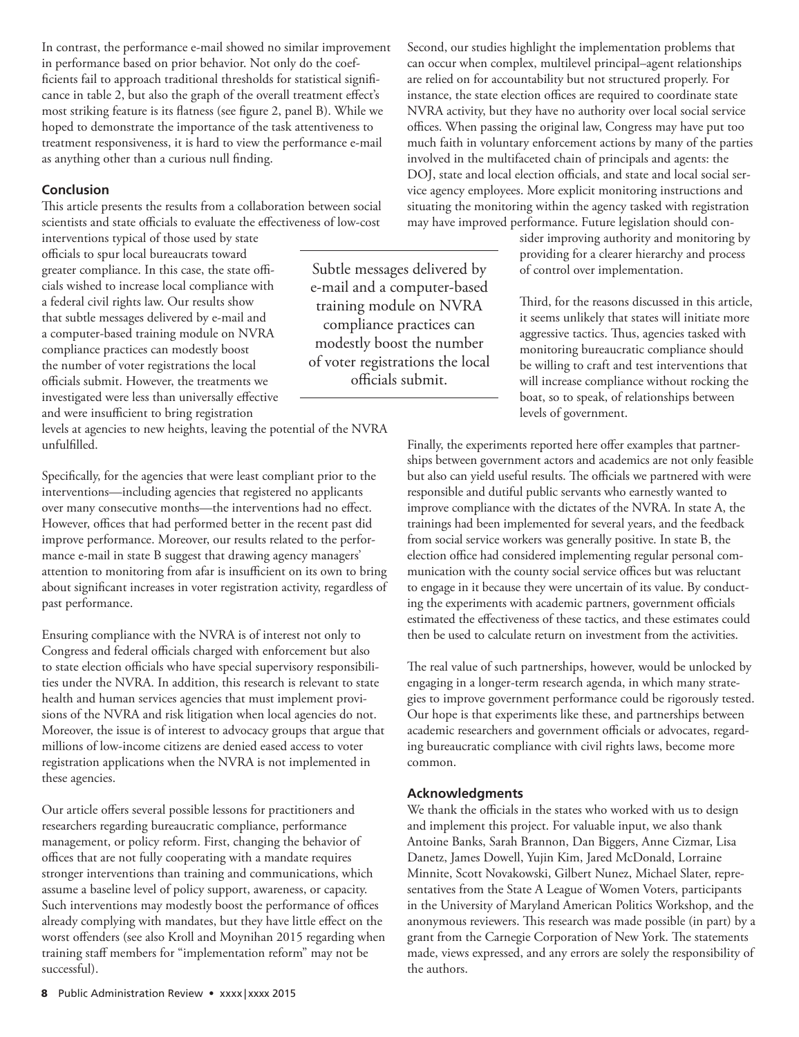In contrast, the performance e-mail showed no similar improvement in performance based on prior behavior. Not only do the coefficients fail to approach traditional thresholds for statistical significance in table 2, but also the graph of the overall treatment effect's most striking feature is its flatness (see figure 2, panel B). While we hoped to demonstrate the importance of the task attentiveness to treatment responsiveness, it is hard to view the performance e-mail as anything other than a curious null finding.

## Conclusion

This article presents the results from a collaboration between social scientists and state officials to evaluate the effectiveness of low-cost interventions typical of those used by state officials to spur local bureaucrats toward greater compliance. In this case, the state officials wished to increase local compliance with a federal civil rights law. Our results show that subtle messages delivered by e-mail and a computer-based training module on NVRA compliance practices can modestly boost the number of voter registrations the local officials submit. However, the treatments we investigated were less than universally effective and were insufficient to bring registration levels at agencies to new heights, leaving the potential of the NVRA unfulfilled.

> Subtle messages delivered by e-mail and a computer-based training module on NVRA compliance practices can modestly boost the number of voter registrations the local officials submit.

Specifically, for the agencies that were least compliant prior to the interventions—including agencies that registered no applicants over many consecutive months—the interventions had no effect. However, offices that had performed better in the recent past did improve performance. Moreover, our results related to the performance e-mail in state B suggest that drawing agency managers' attention to monitoring from afar is insufficient on its own to bring about significant increases in voter registration activity, regardless of past performance.

Ensuring compliance with the NVRA is of interest not only to Congress and federal officials charged with enforcement but also to state election officials who have special supervisory responsibilities under the NVRA. In addition, this research is relevant to state health and human services agencies that must implement provisions of the NVRA and risk litigation when local agencies do not. Moreover, the issue is of interest to advocacy groups that argue that millions of low-income citizens are denied eased access to voter registration applications when the NVRA is not implemented in these agencies.

Our article offers several possible lessons for practitioners and researchers regarding bureaucratic compliance, performance management, or policy reform. First, changing the behavior of offices that are not fully cooperating with a mandate requires stronger interventions than training and communications, which assume a baseline level of policy support, awareness, or capacity. Such interventions may modestly boost the performance of offices already complying with mandates, but they have little effect on the worst offenders (see also Kroll and Moynihan 2015 regarding when training staff members for "implementation reform" may not be successful).

Second, our studies highlight the implementation problems that can occur when complex, multilevel principal–agent relationships are relied on for accountability but not structured properly. For instance, the state election offices are required to coordinate state NVRA activity, but they have no authority over local social service offices. When passing the original law, Congress may have put too much faith in voluntary enforcement actions by many of the parties involved in the multifaceted chain of principals and agents: the DOJ, state and local election officials, and state and local social service agency employees. More explicit monitoring instructions and situating the monitoring within the agency tasked with registration may have improved performance. Future legislation should consider improving authority and monitoring by providing for a clearer hierarchy and process of control over implementation.

Third, for the reasons discussed in this article, it seems unlikely that states will initiate more aggressive tactics. Thus, agencies tasked with monitoring bureaucratic compliance should be willing to craft and test interventions that will increase compliance without rocking the boat, so to speak, of relationships between levels of government.

Finally, the experiments reported here offer examples that partnerships between government actors and academics are not only feasible but also can yield useful results. The officials we partnered with were responsible and dutiful public servants who earnestly wanted to improve compliance with the dictates of the NVRA. In state A, the trainings had been implemented for several years, and the feedback from social service workers was generally positive. In state B, the election office had considered implementing regular personal communication with the county social service offices but was reluctant to engage in it because they were uncertain of its value. By conducting the experiments with academic partners, government officials estimated the effectiveness of these tactics, and these estimates could then be used to calculate return on investment from the activities.

The real value of such partnerships, however, would be unlocked by engaging in a longer-term research agenda, in which many strategies to improve government performance could be rigorously tested. Our hope is that experiments like these, and partnerships between academic researchers and government officials or advocates, regarding bureaucratic compliance with civil rights laws, become more common.

## Acknowledgments

We thank the officials in the states who worked with us to design and implement this project. For valuable input, we also thank Antoine Banks, Sarah Brannon, Dan Biggers, Anne Cizmar, Lisa Danetz, James Dowell, Yujin Kim, Jared McDonald, Lorraine Minnite, Scott Novakowski, Gilbert Nunez, Michael Slater, representatives from the State A League of Women Voters, participants in the University of Maryland American Politics Workshop, and the anonymous reviewers. This research was made possible (in part) by a grant from the Carnegie Corporation of New York. The statements made, views expressed, and any errors are solely the responsibility of the authors.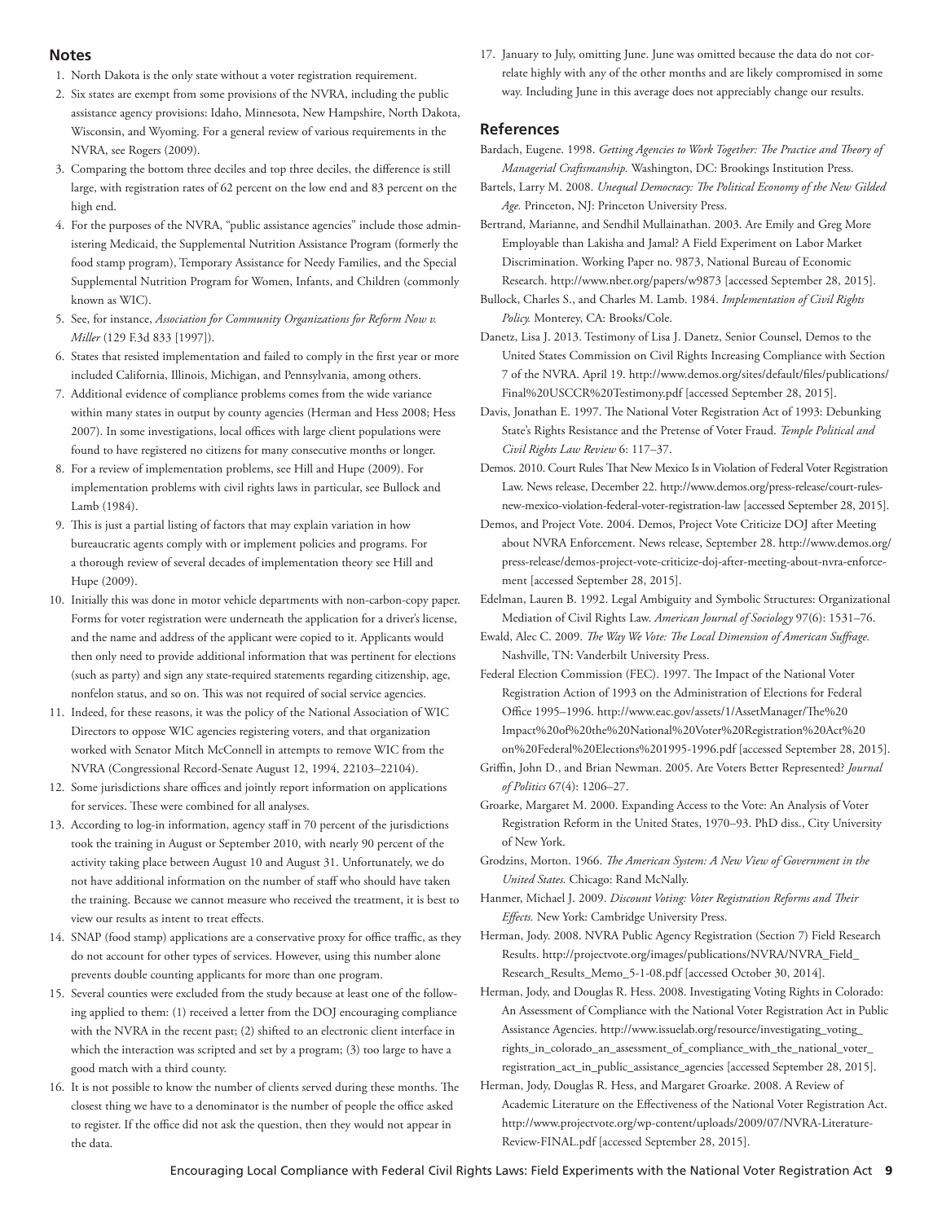## Notes

1. North Dakota is the only state without a voter registration requirement.
2. Six states are exempt from some provisions of the NVRA, including the public assistance agency provisions: Idaho, Minnesota, New Hampshire, North Dakota, Wisconsin, and Wyoming. For a general review of various requirements in the NVRA, see Rogers (2009).
3. Comparing the bottom three deciles and top three deciles, the difference is still large, with registration rates of 62 percent on the low end and 83 percent on the high end.
4. For the purposes of the NVRA, "public assistance agencies" include those administering Medicaid, the Supplemental Nutrition Assistance Program (formerly the food stamp program), Temporary Assistance for Needy Families, and the Special Supplemental Nutrition Program for Women, Infants, and Children (commonly known as WIC).
5. See, for instance, *Association for Community Organizations for Reform Now v. Miller* (129 F.3d 833 [1997]).
6. States that resisted implementation and failed to comply in the first year or more included California, Illinois, Michigan, and Pennsylvania, among others.
7. Additional evidence of compliance problems comes from the wide variance within many states in output by county agencies (Herman and Hess 2008; Hess 2007). In some investigations, local offices with large client populations were found to have registered no citizens for many consecutive months or longer.
8. For a review of implementation problems, see Hill and Hupe (2009). For implementation problems with civil rights laws in particular, see Bullock and Lamb (1984).
9. This is just a partial listing of factors that may explain variation in how bureaucratic agents comply with or implement policies and programs. For a thorough review of several decades of implementation theory see Hill and Hupe (2009).
10. Initially this was done in motor vehicle departments with non-carbon-copy paper. Forms for voter registration were underneath the application for a driver's license, and the name and address of the applicant were copied to it. Applicants would then only need to provide additional information that was pertinent for elections (such as party) and sign any state-required statements regarding citizenship, age, nonfelon status, and so on. This was not required of social service agencies.
11. Indeed, for these reasons, it was the policy of the National Association of WIC Directors to oppose WIC agencies registering voters, and that organization worked with Senator Mitch McConnell in attempts to remove WIC from the NVRA (Congressional Record-Senate August 12, 1994, 22103–22104).
12. Some jurisdictions share offices and jointly report information on applications for services. These were combined for all analyses.
13. According to log-in information, agency staff in 70 percent of the jurisdictions took the training in August or September 2010, with nearly 90 percent of the activity taking place between August 10 and August 31. Unfortunately, we do not have additional information on the number of staff who should have taken the training. Because we cannot measure who received the treatment, it is best to view our results as intent to treat effects.
14. SNAP (food stamp) applications are a conservative proxy for office traffic, as they do not account for other types of services. However, using this number alone prevents double counting applicants for more than one program.
15. Several counties were excluded from the study because at least one of the following applied to them: (1) received a letter from the DOJ encouraging compliance with the NVRA in the recent past; (2) shifted to an electronic client interface in which the interaction was scripted and set by a program; (3) too large to have a good match with a third county.
16. It is not possible to know the number of clients served during these months. The closest thing we have to a denominator is the number of people the office asked to register. If the office did not ask the question, then they would not appear in the data.
17. January to July, omitting June. June was omitted because the data do not correlate highly with any of the other months and are likely compromised in some way. Including June in this average does not appreciably change our results.

## References

Bardach, Eugene. 1998. *Getting Agencies to Work Together: The Practice and Theory of Managerial Craftsmanship.* Washington, DC: Brookings Institution Press.

Bartels, Larry M. 2008. *Unequal Democracy: The Political Economy of the New Gilded Age.* Princeton, NJ: Princeton University Press.

Bertrand, Marianne, and Sendhil Mullainathan. 2003. Are Emily and Greg More Employable than Lakisha and Jamal? A Field Experiment on Labor Market Discrimination. Working Paper no. 9873, National Bureau of Economic Research. http://www.nber.org/papers/w9873 [accessed September 28, 2015].

Bullock, Charles S., and Charles M. Lamb. 1984. *Implementation of Civil Rights Policy.* Monterey, CA: Brooks/Cole.

Danetz, Lisa J. 2013. Testimony of Lisa J. Danetz, Senior Counsel, Demos to the United States Commission on Civil Rights Increasing Compliance with Section 7 of the NVRA. April 19. http://www.demos.org/sites/default/files/publications/Final%20USCCR%20Testimony.pdf [accessed September 28, 2015].

Davis, Jonathan E. 1997. The National Voter Registration Act of 1993: Debunking State's Rights Resistance and the Pretense of Voter Fraud. *Temple Political and Civil Rights Law Review* 6: 117–37.

Demos. 2010. Court Rules That New Mexico Is in Violation of Federal Voter Registration Law. News release, December 22. http://www.demos.org/press-release/court-rules-new-mexico-violation-federal-voter-registration-law [accessed September 28, 2015].

Demos, and Project Vote. 2004. Demos, Project Vote Criticize DOJ after Meeting about NVRA Enforcement. News release, September 28. http://www.demos.org/press-release/demos-project-vote-criticize-doj-after-meeting-about-nvra-enforcement [accessed September 28, 2015].

Edelman, Lauren B. 1992. Legal Ambiguity and Symbolic Structures: Organizational Mediation of Civil Rights Law. *American Journal of Sociology* 97(6): 1531–76.

Ewald, Alec C. 2009. *The Way We Vote: The Local Dimension of American Suffrage.* Nashville, TN: Vanderbilt University Press.

Federal Election Commission (FEC). 1997. The Impact of the National Voter Registration Action of 1993 on the Administration of Elections for Federal Office 1995–1996. http://www.eac.gov/assets/1/AssetManager/The%20Impact%20of%20the%20National%20Voter%20Registration%20Act%20on%20Federal%20Elections%201995-1996.pdf [accessed September 28, 2015].

Griffin, John D., and Brian Newman. 2005. Are Voters Better Represented? *Journal of Politics* 67(4): 1206–27.

Groarke, Margaret M. 2000. Expanding Access to the Vote: An Analysis of Voter Registration Reform in the United States, 1970–93. PhD diss., City University of New York.

Grodzins, Morton. 1966. *The American System: A New View of Government in the United States.* Chicago: Rand McNally.

Hanmer, Michael J. 2009. *Discount Voting: Voter Registration Reforms and Their Effects.* New York: Cambridge University Press.

Herman, Jody. 2008. NVRA Public Agency Registration (Section 7) Field Research Results. http://projectvote.org/images/publications/NVRA/NVRA_Field_Research_Results_Memo_5-1-08.pdf [accessed October 30, 2014].

Herman, Jody, and Douglas R. Hess. 2008. Investigating Voting Rights in Colorado: An Assessment of Compliance with the National Voter Registration Act in Public Assistance Agencies. http://www.issuelab.org/resource/investigating_voting_rights_in_colorado_an_assessment_of_compliance_with_the_national_voter_registration_act_in_public_assistance_agencies [accessed September 28, 2015].

Herman, Jody, Douglas R. Hess, and Margaret Groarke. 2008. A Review of Academic Literature on the Effectiveness of the National Voter Registration Act. http://www.projectvote.org/wp-content/uploads/2009/07/NVRA-Literature-Review-FINAL.pdf [accessed September 28, 2015].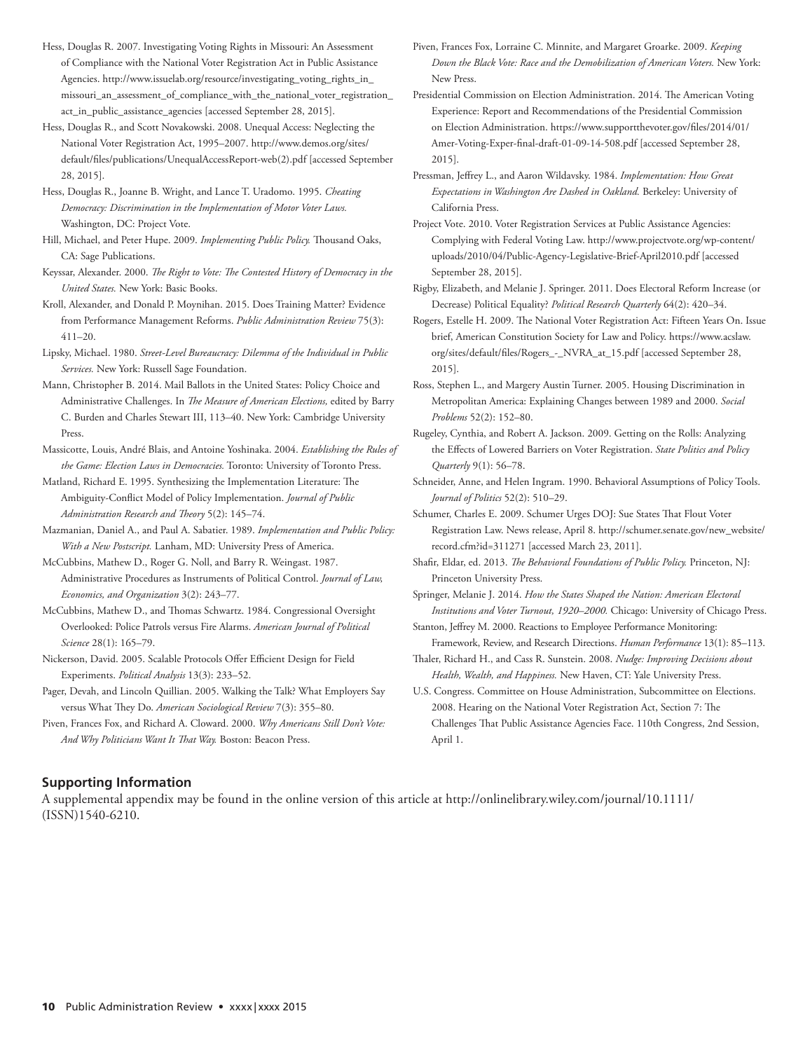Hess, Douglas R. 2007. Investigating Voting Rights in Missouri: An Assessment of Compliance with the National Voter Registration Act in Public Assistance Agencies. http://www.issuelab.org/resource/investigating_voting_rights_in_missouri_an_assessment_of_compliance_with_the_national_voter_registration_act_in_public_assistance_agencies [accessed September 28, 2015].

Hess, Douglas R., and Scott Novakowski. 2008. Unequal Access: Neglecting the National Voter Registration Act, 1995–2007. http://www.demos.org/sites/default/files/publications/UnequalAccessReport-web(2).pdf [accessed September 28, 2015].

Hess, Douglas R., Joanne B. Wright, and Lance T. Uradomo. 1995. *Cheating Democracy: Discrimination in the Implementation of Motor Voter Laws.* Washington, DC: Project Vote.

Hill, Michael, and Peter Hupe. 2009. *Implementing Public Policy.* Thousand Oaks, CA: Sage Publications.

Keyssar, Alexander. 2000. *The Right to Vote: The Contested History of Democracy in the United States.* New York: Basic Books.

Kroll, Alexander, and Donald P. Moynihan. 2015. Does Training Matter? Evidence from Performance Management Reforms. *Public Administration Review* 75(3): 411–20.

Lipsky, Michael. 1980. *Street-Level Bureaucracy: Dilemma of the Individual in Public Services.* New York: Russell Sage Foundation.

Mann, Christopher B. 2014. Mail Ballots in the United States: Policy Choice and Administrative Challenges. In *The Measure of American Elections,* edited by Barry C. Burden and Charles Stewart III, 113–40. New York: Cambridge University Press.

Massicotte, Louis, André Blais, and Antoine Yoshinaka. 2004. *Establishing the Rules of the Game: Election Laws in Democracies.* Toronto: University of Toronto Press.

Matland, Richard E. 1995. Synthesizing the Implementation Literature: The Ambiguity-Conflict Model of Policy Implementation. *Journal of Public Administration Research and Theory* 5(2): 145–74.

Mazmanian, Daniel A., and Paul A. Sabatier. 1989. *Implementation and Public Policy: With a New Postscript.* Lanham, MD: University Press of America.

McCubbins, Mathew D., Roger G. Noll, and Barry R. Weingast. 1987. Administrative Procedures as Instruments of Political Control. *Journal of Law, Economics, and Organization* 3(2): 243–77.

McCubbins, Mathew D., and Thomas Schwartz. 1984. Congressional Oversight Overlooked: Police Patrols versus Fire Alarms. *American Journal of Political Science* 28(1): 165–79.

Nickerson, David. 2005. Scalable Protocols Offer Efficient Design for Field Experiments. *Political Analysis* 13(3): 233–52.

Pager, Devah, and Lincoln Quillian. 2005. Walking the Talk? What Employers Say versus What They Do. *American Sociological Review* 7(3): 355–80.

Piven, Frances Fox, and Richard A. Cloward. 2000. *Why Americans Still Don't Vote: And Why Politicians Want It That Way.* Boston: Beacon Press.

Piven, Frances Fox, Lorraine C. Minnite, and Margaret Groarke. 2009. *Keeping Down the Black Vote: Race and the Demobilization of American Voters.* New York: New Press.

Presidential Commission on Election Administration. 2014. The American Voting Experience: Report and Recommendations of the Presidential Commission on Election Administration. https://www.supportthevoter.gov/files/2014/01/Amer-Voting-Exper-final-draft-01-09-14-508.pdf [accessed September 28, 2015].

Pressman, Jeffrey L., and Aaron Wildavsky. 1984. *Implementation: How Great Expectations in Washington Are Dashed in Oakland.* Berkeley: University of California Press.

Project Vote. 2010. Voter Registration Services at Public Assistance Agencies: Complying with Federal Voting Law. http://www.projectvote.org/wp-content/uploads/2010/04/Public-Agency-Legislative-Brief-April2010.pdf [accessed September 28, 2015].

Rigby, Elizabeth, and Melanie J. Springer. 2011. Does Electoral Reform Increase (or Decrease) Political Equality? *Political Research Quarterly* 64(2): 420–34.

Rogers, Estelle H. 2009. The National Voter Registration Act: Fifteen Years On. Issue brief, American Constitution Society for Law and Policy. https://www.acslaw.org/sites/default/files/Rogers_-_NVRA_at_15.pdf [accessed September 28, 2015].

Ross, Stephen L., and Margery Austin Turner. 2005. Housing Discrimination in Metropolitan America: Explaining Changes between 1989 and 2000. *Social Problems* 52(2): 152–80.

Rugeley, Cynthia, and Robert A. Jackson. 2009. Getting on the Rolls: Analyzing the Effects of Lowered Barriers on Voter Registration. *State Politics and Policy Quarterly* 9(1): 56–78.

Schneider, Anne, and Helen Ingram. 1990. Behavioral Assumptions of Policy Tools. *Journal of Politics* 52(2): 510–29.

Schumer, Charles E. 2009. Schumer Urges DOJ: Sue States That Flout Voter Registration Law. News release, April 8. http://schumer.senate.gov/new_website/record.cfm?id=311271 [accessed March 23, 2011].

Shafir, Eldar, ed. 2013. *The Behavioral Foundations of Public Policy.* Princeton, NJ: Princeton University Press.

Springer, Melanie J. 2014. *How the States Shaped the Nation: American Electoral Institutions and Voter Turnout, 1920–2000.* Chicago: University of Chicago Press.

Stanton, Jeffrey M. 2000. Reactions to Employee Performance Monitoring: Framework, Review, and Research Directions. *Human Performance* 13(1): 85–113.

Thaler, Richard H., and Cass R. Sunstein. 2008. *Nudge: Improving Decisions about Health, Wealth, and Happiness.* New Haven, CT: Yale University Press.

U.S. Congress. Committee on House Administration, Subcommittee on Elections. 2008. Hearing on the National Voter Registration Act, Section 7: The Challenges That Public Assistance Agencies Face. 110th Congress, 2nd Session, April 1.

## Supporting Information

A supplemental appendix may be found in the online version of this article at http://onlinelibrary.wiley.com/journal/10.1111/(ISSN)1540-6210.